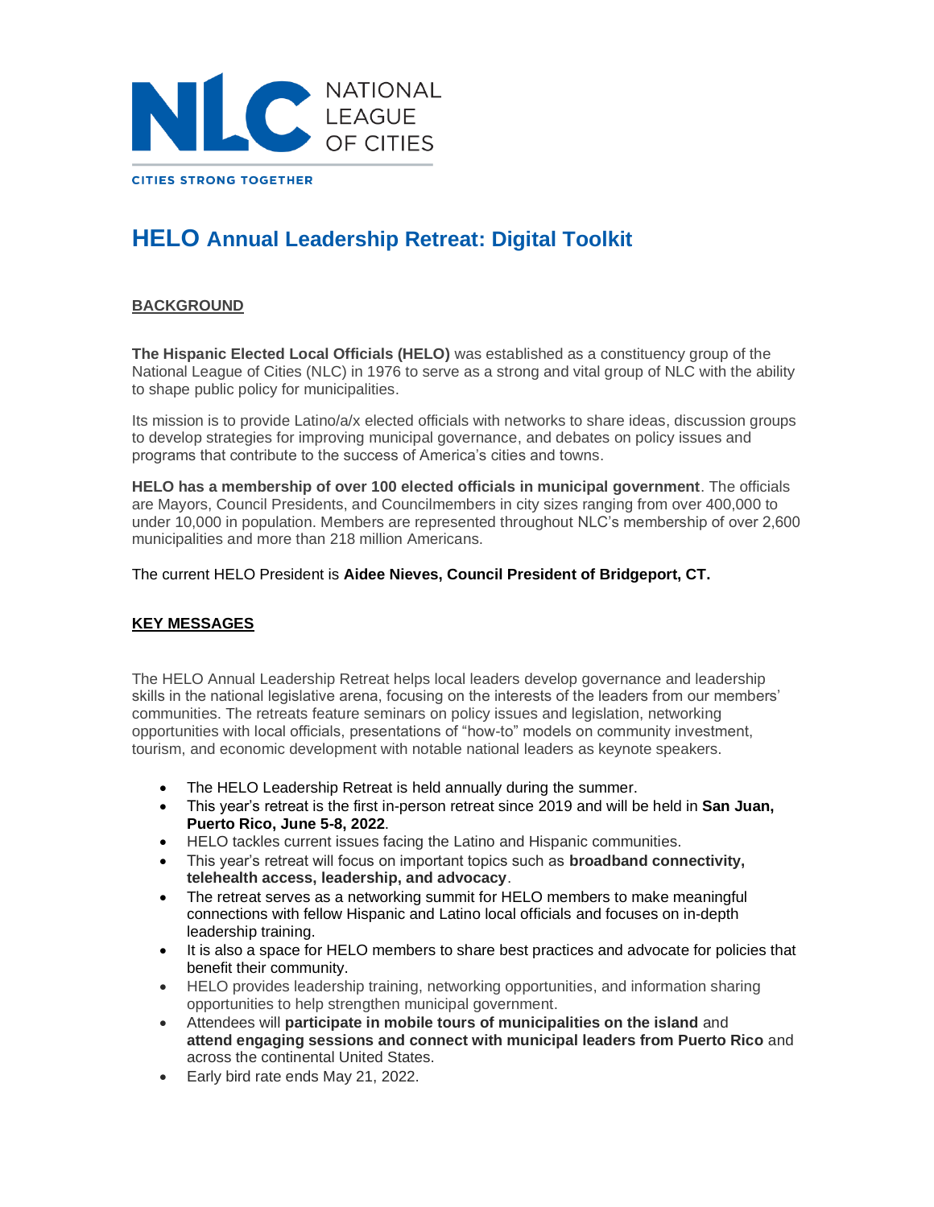NATIONAL LEAGUE OF CITIES

CITIES STRONG TOGETHER

# HELO Annual Leadership Retreat: Digital Toolkit

## BACKGROUND

**The Hispanic Elected Local Officials (HELO)** was established as a constituency group of the National League of Cities (NLC) in 1976 to serve as a strong and vital group of NLC with the ability to shape public policy for municipalities.

Its mission is to provide Latino/a/x elected officials with networks to share ideas, discussion groups to develop strategies for improving municipal governance, and debates on policy issues and programs that contribute to the success of America's cities and towns.

**HELO has a membership of over 100 elected officials in municipal government**. The officials are Mayors, Council Presidents, and Councilmembers in city sizes ranging from over 400,000 to under 10,000 in population. Members are represented throughout NLC's membership of over 2,600 municipalities and more than 218 million Americans.

The current HELO President is **Aidee Nieves, Council President of Bridgeport, CT.**

## KEY MESSAGES

The HELO Annual Leadership Retreat helps local leaders develop governance and leadership skills in the national legislative arena, focusing on the interests of the leaders from our members' communities. The retreats feature seminars on policy issues and legislation, networking opportunities with local officials, presentations of "how-to" models on community investment, tourism, and economic development with notable national leaders as keynote speakers.

- The HELO Leadership Retreat is held annually during the summer.
- This year's retreat is the first in-person retreat since 2019 and will be held in **San Juan, Puerto Rico, June 5-8, 2022**.
- HELO tackles current issues facing the Latino and Hispanic communities.
- This year's retreat will focus on important topics such as **broadband connectivity, telehealth access, leadership, and advocacy**.
- The retreat serves as a networking summit for HELO members to make meaningful connections with fellow Hispanic and Latino local officials and focuses on in-depth leadership training.
- It is also a space for HELO members to share best practices and advocate for policies that benefit their community.
- HELO provides leadership training, networking opportunities, and information sharing opportunities to help strengthen municipal government.
- Attendees will **participate in mobile tours of municipalities on the island** and **attend engaging sessions and connect with municipal leaders from Puerto Rico** and across the continental United States.
- Early bird rate ends May 21, 2022.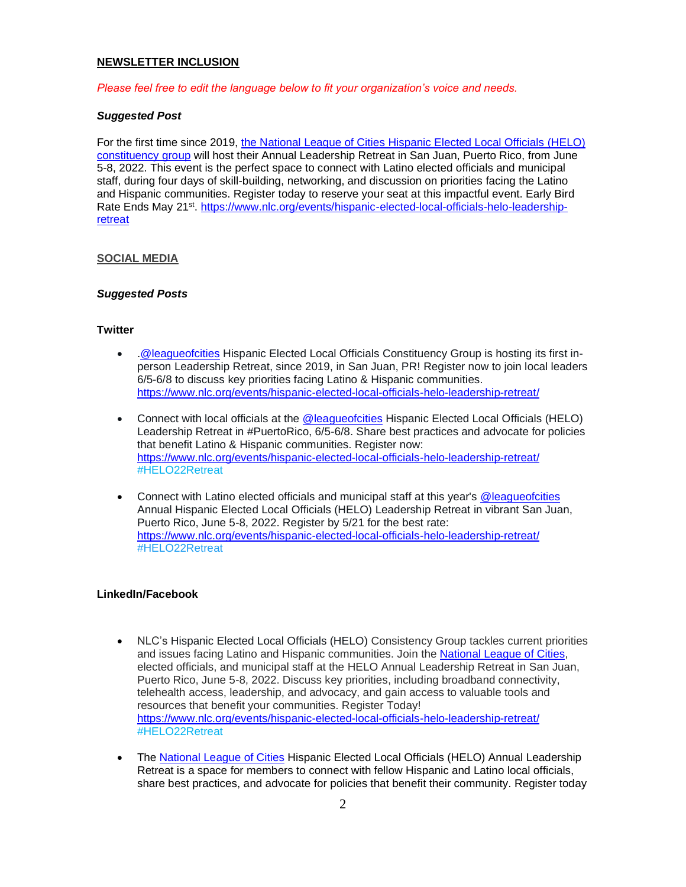**NEWSLETTER INCLUSION**

*Please feel free to edit the language below to fit your organization's voice and needs.*

***Suggested Post***

For the first time since 2019, [the National League of Cities Hispanic Elected Local Officials (HELO) constituency group](https://www.nlc.org/) will host their Annual Leadership Retreat in San Juan, Puerto Rico, from June 5-8, 2022. This event is the perfect space to connect with Latino elected officials and municipal staff, during four days of skill-building, networking, and discussion on priorities facing the Latino and Hispanic communities. Register today to reserve your seat at this impactful event. Early Bird Rate Ends May 21st. https://www.nlc.org/events/hispanic-elected-local-officials-helo-leadership-retreat

**SOCIAL MEDIA**

***Suggested Posts***

**Twitter**

- .@leagueofcities Hispanic Elected Local Officials Constituency Group is hosting its first in-person Leadership Retreat, since 2019, in San Juan, PR! Register now to join local leaders 6/5-6/8 to discuss key priorities facing Latino & Hispanic communities. https://www.nlc.org/events/hispanic-elected-local-officials-helo-leadership-retreat/

- Connect with local officials at the @leagueofcities Hispanic Elected Local Officials (HELO) Leadership Retreat in #PuertoRico, 6/5-6/8. Share best practices and advocate for policies that benefit Latino & Hispanic communities. Register now: https://www.nlc.org/events/hispanic-elected-local-officials-helo-leadership-retreat/ #HELO22Retreat

- Connect with Latino elected officials and municipal staff at this year's @leagueofcities Annual Hispanic Elected Local Officials (HELO) Leadership Retreat in vibrant San Juan, Puerto Rico, June 5-8, 2022. Register by 5/21 for the best rate: https://www.nlc.org/events/hispanic-elected-local-officials-helo-leadership-retreat/ #HELO22Retreat

**LinkedIn/Facebook**

- NLC's Hispanic Elected Local Officials (HELO) Consistency Group tackles current priorities and issues facing Latino and Hispanic communities. Join the National League of Cities, elected officials, and municipal staff at the HELO Annual Leadership Retreat in San Juan, Puerto Rico, June 5-8, 2022. Discuss key priorities, including broadband connectivity, telehealth access, leadership, and advocacy, and gain access to valuable tools and resources that benefit your communities. Register Today! https://www.nlc.org/events/hispanic-elected-local-officials-helo-leadership-retreat/ #HELO22Retreat

- The National League of Cities Hispanic Elected Local Officials (HELO) Annual Leadership Retreat is a space for members to connect with fellow Hispanic and Latino local officials, share best practices, and advocate for policies that benefit their community. Register today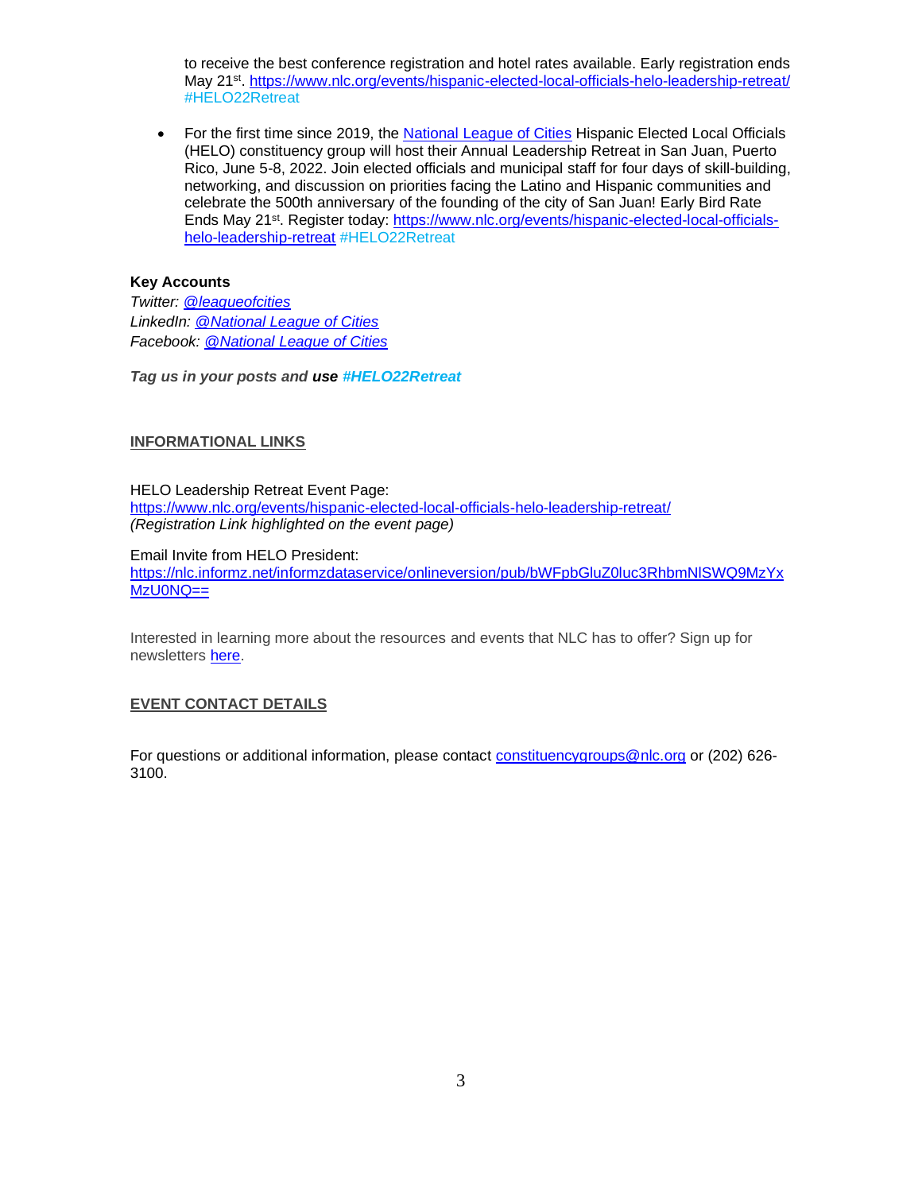to receive the best conference registration and hotel rates available. Early registration ends May 21st. https://www.nlc.org/events/hispanic-elected-local-officials-helo-leadership-retreat/ #HELO22Retreat

- For the first time since 2019, the National League of Cities Hispanic Elected Local Officials (HELO) constituency group will host their Annual Leadership Retreat in San Juan, Puerto Rico, June 5-8, 2022. Join elected officials and municipal staff for four days of skill-building, networking, and discussion on priorities facing the Latino and Hispanic communities and celebrate the 500th anniversary of the founding of the city of San Juan! Early Bird Rate Ends May 21st. Register today: https://www.nlc.org/events/hispanic-elected-local-officials-helo-leadership-retreat #HELO22Retreat

**Key Accounts**

*Twitter: @leagueofcities*
*LinkedIn: @National League of Cities*
*Facebook: @National League of Cities*

***Tag us in your posts and use #HELO22Retreat***

## INFORMATIONAL LINKS

HELO Leadership Retreat Event Page:
https://www.nlc.org/events/hispanic-elected-local-officials-helo-leadership-retreat/
*(Registration Link highlighted on the event page)*

Email Invite from HELO President:
https://nlc.informz.net/informzdataservice/onlineversion/pub/bWFpbGluZ0luc3RhbmNlSWQ9MzYxMzU0NQ==

Interested in learning more about the resources and events that NLC has to offer? Sign up for newsletters here.

## EVENT CONTACT DETAILS

For questions or additional information, please contact constituencygroups@nlc.org or (202) 626-3100.